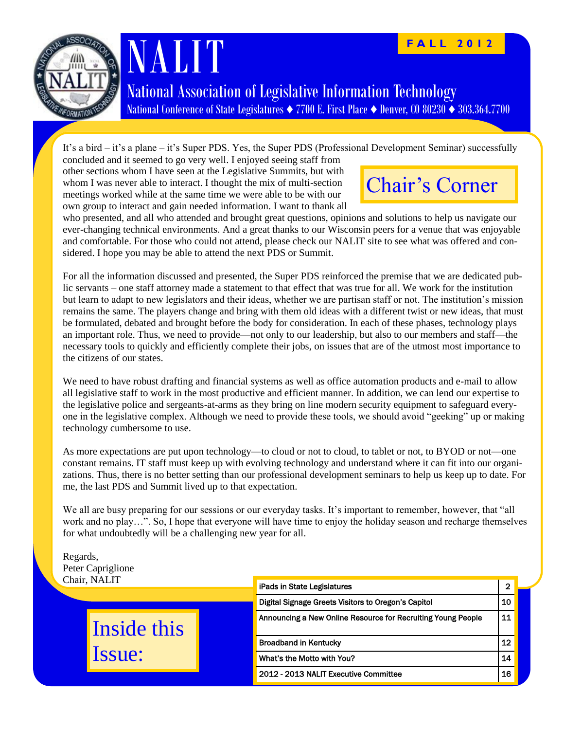# NALIT

**FALL 2012**

## National Association of Legislative Information Technology

National Conference of State Legislatures ♦ 7700 E. First Place ♦ Denver, CO 80230 ♦ 303.364.7700

## Chair's Corner

It's a bird – it's a plane – it's Super PDS. Yes, the Super PDS (Professional Development Seminar) successfully concluded and it seemed to go very well. I enjoyed seeing staff from other sections whom I have seen at the Legislative Summits, but with whom I was never able to interact. I thought the mix of multi-section meetings worked while at the same time we were able to be with our own group to interact and gain needed information. I want to thank all who presented, and all who attended and brought great questions, opinions and solutions to help us navigate our ever-changing technical environments. And a great thanks to our Wisconsin peers for a venue that was enjoyable and comfortable. For those who could not attend, please check our NALIT site to see what was offered and considered. I hope you may be able to attend the next PDS or Summit.

For all the information discussed and presented, the Super PDS reinforced the premise that we are dedicated public servants – one staff attorney made a statement to that effect that was true for all. We work for the institution but learn to adapt to new legislators and their ideas, whether we are partisan staff or not. The institution's mission remains the same. The players change and bring with them old ideas with a different twist or new ideas, that must be formulated, debated and brought before the body for consideration. In each of these phases, technology plays an important role. Thus, we need to provide—not only to our leadership, but also to our members and staff—the necessary tools to quickly and efficiently complete their jobs, on issues that are of the utmost most importance to the citizens of our states.

We need to have robust drafting and financial systems as well as office automation products and e-mail to allow all legislative staff to work in the most productive and efficient manner. In addition, we can lend our expertise to the legislative police and sergeants-at-arms as they bring on line modern security equipment to safeguard everyone in the legislative complex. Although we need to provide these tools, we should avoid "geeking" up or making technology cumbersome to use.

As more expectations are put upon technology—to cloud or not to cloud, to tablet or not, to BYOD or not—one constant remains. IT staff must keep up with evolving technology and understand where it can fit into our organizations. Thus, there is no better setting than our professional development seminars to help us keep up to date. For me, the last PDS and Summit lived up to that expectation.

We all are busy preparing for our sessions or our everyday tasks. It's important to remember, however, that "all work and no play…". So, I hope that everyone will have time to enjoy the holiday season and recharge themselves for what undoubtedly will be a challenging new year for all.

Regards,
Peter Capriglione
Chair, NALIT

## Inside this Issue:

| Article | Page |
|---|---|
| iPads in State Legislatures | 2 |
| Digital Signage Greets Visitors to Oregon's Capitol | 10 |
| Announcing a New Online Resource for Recruiting Young People | 11 |
| Broadband in Kentucky | 12 |
| What's the Motto with You? | 14 |
| 2012 - 2013 NALIT Executive Committee | 16 |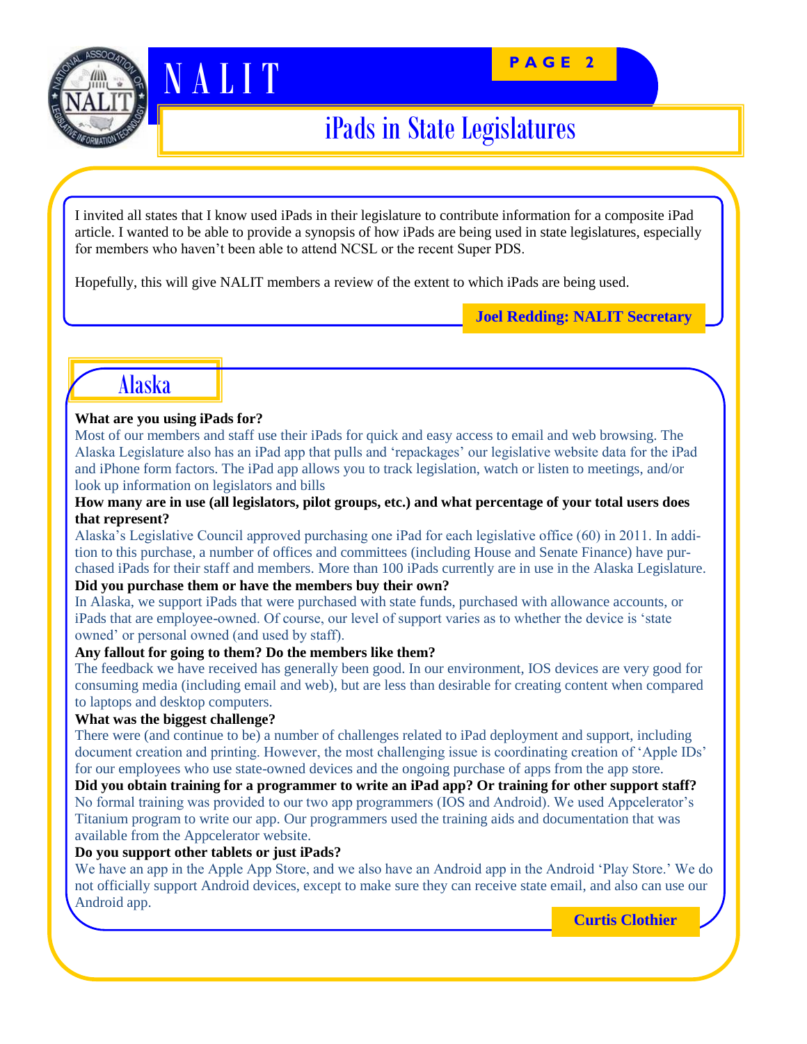# iPads in State Legislatures

I invited all states that I know used iPads in their legislature to contribute information for a composite iPad article. I wanted to be able to provide a synopsis of how iPads are being used in state legislatures, especially for members who haven't been able to attend NCSL or the recent Super PDS.

Hopefully, this will give NALIT members a review of the extent to which iPads are being used.

**Joel Redding: NALIT Secretary**

## Alaska

**What are you using iPads for?**

Most of our members and staff use their iPads for quick and easy access to email and web browsing. The Alaska Legislature also has an iPad app that pulls and 'repackages' our legislative website data for the iPad and iPhone form factors. The iPad app allows you to track legislation, watch or listen to meetings, and/or look up information on legislators and bills

**How many are in use (all legislators, pilot groups, etc.) and what percentage of your total users does that represent?**

Alaska's Legislative Council approved purchasing one iPad for each legislative office (60) in 2011. In addition to this purchase, a number of offices and committees (including House and Senate Finance) have purchased iPads for their staff and members. More than 100 iPads currently are in use in the Alaska Legislature.

**Did you purchase them or have the members buy their own?**

In Alaska, we support iPads that were purchased with state funds, purchased with allowance accounts, or iPads that are employee-owned. Of course, our level of support varies as to whether the device is 'state owned' or personal owned (and used by staff).

**Any fallout for going to them? Do the members like them?**

The feedback we have received has generally been good. In our environment, IOS devices are very good for consuming media (including email and web), but are less than desirable for creating content when compared to laptops and desktop computers.

**What was the biggest challenge?**

There were (and continue to be) a number of challenges related to iPad deployment and support, including document creation and printing. However, the most challenging issue is coordinating creation of 'Apple IDs' for our employees who use state-owned devices and the ongoing purchase of apps from the app store.

**Did you obtain training for a programmer to write an iPad app? Or training for other support staff?**

No formal training was provided to our two app programmers (IOS and Android). We used Appcelerator's Titanium program to write our app. Our programmers used the training aids and documentation that was available from the Appcelerator website.

**Do you support other tablets or just iPads?**

We have an app in the Apple App Store, and we also have an Android app in the Android 'Play Store.' We do not officially support Android devices, except to make sure they can receive state email, and also can use our Android app.

**Curtis Clothier**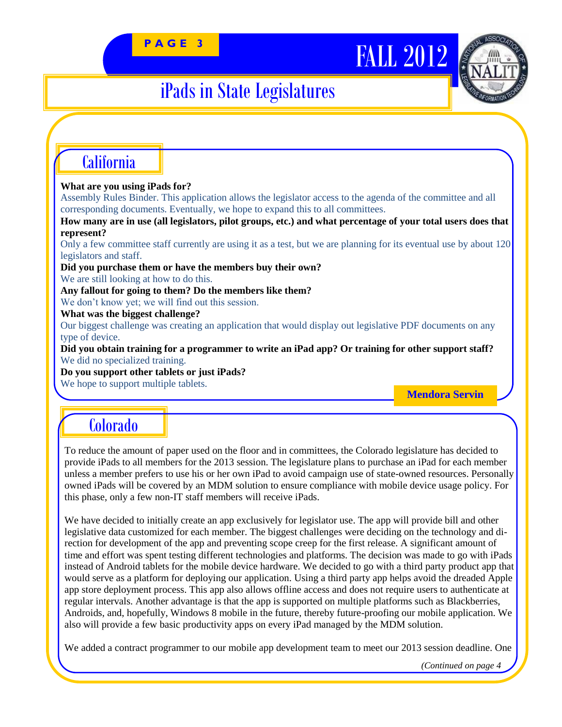# iPads in State Legislatures

## California

**What are you using iPads for?**

Assembly Rules Binder. This application allows the legislator access to the agenda of the committee and all corresponding documents. Eventually, we hope to expand this to all committees.

**How many are in use (all legislators, pilot groups, etc.) and what percentage of your total users does that represent?**

Only a few committee staff currently are using it as a test, but we are planning for its eventual use by about 120 legislators and staff.

**Did you purchase them or have the members buy their own?**

We are still looking at how to do this.

**Any fallout for going to them? Do the members like them?**

We don't know yet; we will find out this session.

**What was the biggest challenge?**

Our biggest challenge was creating an application that would display out legislative PDF documents on any type of device.

**Did you obtain training for a programmer to write an iPad app? Or training for other support staff?**

We did no specialized training.

**Do you support other tablets or just iPads?**

We hope to support multiple tablets.

**Mendora Servin**

## Colorado

To reduce the amount of paper used on the floor and in committees, the Colorado legislature has decided to provide iPads to all members for the 2013 session. The legislature plans to purchase an iPad for each member unless a member prefers to use his or her own iPad to avoid campaign use of state-owned resources. Personally owned iPads will be covered by an MDM solution to ensure compliance with mobile device usage policy. For this phase, only a few non-IT staff members will receive iPads.

We have decided to initially create an app exclusively for legislator use. The app will provide bill and other legislative data customized for each member. The biggest challenges were deciding on the technology and direction for development of the app and preventing scope creep for the first release. A significant amount of time and effort was spent testing different technologies and platforms. The decision was made to go with iPads instead of Android tablets for the mobile device hardware. We decided to go with a third party product app that would serve as a platform for deploying our application. Using a third party app helps avoid the dreaded Apple app store deployment process. This app also allows offline access and does not require users to authenticate at regular intervals. Another advantage is that the app is supported on multiple platforms such as Blackberries, Androids, and, hopefully, Windows 8 mobile in the future, thereby future-proofing our mobile application. We also will provide a few basic productivity apps on every iPad managed by the MDM solution.

We added a contract programmer to our mobile app development team to meet our 2013 session deadline. One

*(Continued on page 4*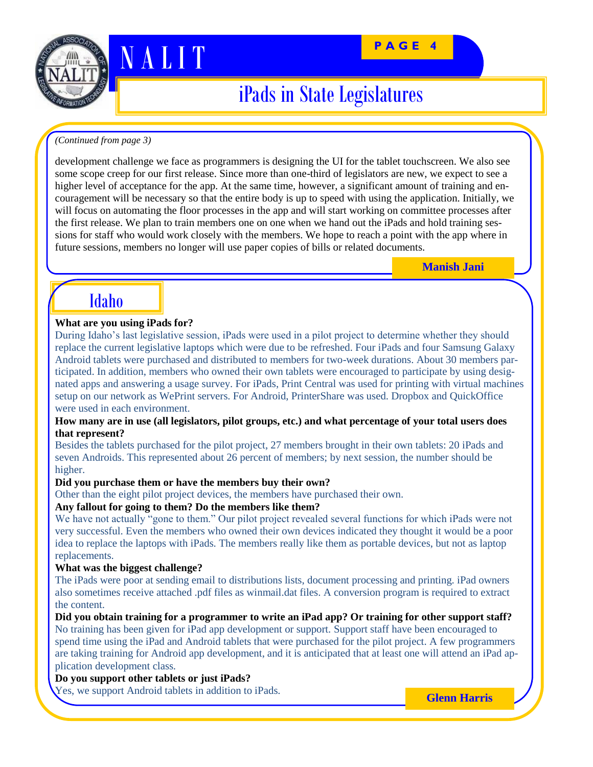# iPads in State Legislatures

*(Continued from page 3)*

development challenge we face as programmers is designing the UI for the tablet touchscreen. We also see some scope creep for our first release. Since more than one-third of legislators are new, we expect to see a higher level of acceptance for the app. At the same time, however, a significant amount of training and encouragement will be necessary so that the entire body is up to speed with using the application. Initially, we will focus on automating the floor processes in the app and will start working on committee processes after the first release. We plan to train members one on one when we hand out the iPads and hold training sessions for staff who would work closely with the members. We hope to reach a point with the app where in future sessions, members no longer will use paper copies of bills or related documents.

**Manish Jani**

## Idaho

**What are you using iPads for?**

During Idaho's last legislative session, iPads were used in a pilot project to determine whether they should replace the current legislative laptops which were due to be refreshed. Four iPads and four Samsung Galaxy Android tablets were purchased and distributed to members for two-week durations. About 30 members participated. In addition, members who owned their own tablets were encouraged to participate by using designated apps and answering a usage survey. For iPads, Print Central was used for printing with virtual machines setup on our network as WePrint servers. For Android, PrinterShare was used. Dropbox and QuickOffice were used in each environment.

**How many are in use (all legislators, pilot groups, etc.) and what percentage of your total users does that represent?**

Besides the tablets purchased for the pilot project, 27 members brought in their own tablets: 20 iPads and seven Androids. This represented about 26 percent of members; by next session, the number should be higher.

**Did you purchase them or have the members buy their own?**

Other than the eight pilot project devices, the members have purchased their own.

**Any fallout for going to them? Do the members like them?**

We have not actually "gone to them." Our pilot project revealed several functions for which iPads were not very successful. Even the members who owned their own devices indicated they thought it would be a poor idea to replace the laptops with iPads. The members really like them as portable devices, but not as laptop replacements.

**What was the biggest challenge?**

The iPads were poor at sending email to distributions lists, document processing and printing. iPad owners also sometimes receive attached .pdf files as winmail.dat files. A conversion program is required to extract the content.

**Did you obtain training for a programmer to write an iPad app? Or training for other support staff?**

No training has been given for iPad app development or support. Support staff have been encouraged to spend time using the iPad and Android tablets that were purchased for the pilot project. A few programmers are taking training for Android app development, and it is anticipated that at least one will attend an iPad application development class.

**Do you support other tablets or just iPads?**

Yes, we support Android tablets in addition to iPads.

**Glenn Harris**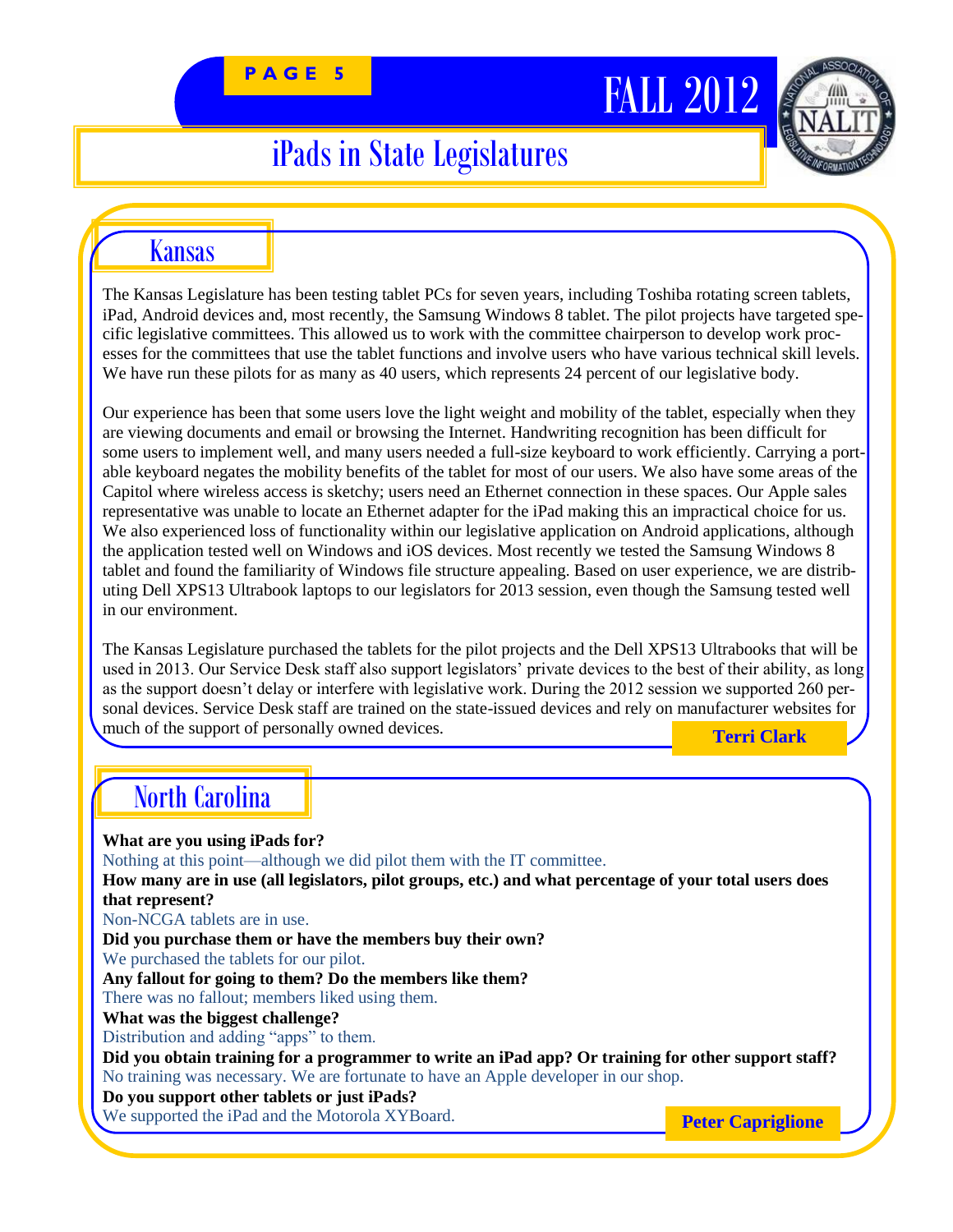# iPads in State Legislatures

## Kansas

The Kansas Legislature has been testing tablet PCs for seven years, including Toshiba rotating screen tablets, iPad, Android devices and, most recently, the Samsung Windows 8 tablet. The pilot projects have targeted specific legislative committees. This allowed us to work with the committee chairperson to develop work processes for the committees that use the tablet functions and involve users who have various technical skill levels. We have run these pilots for as many as 40 users, which represents 24 percent of our legislative body.

Our experience has been that some users love the light weight and mobility of the tablet, especially when they are viewing documents and email or browsing the Internet. Handwriting recognition has been difficult for some users to implement well, and many users needed a full-size keyboard to work efficiently. Carrying a portable keyboard negates the mobility benefits of the tablet for most of our users. We also have some areas of the Capitol where wireless access is sketchy; users need an Ethernet connection in these spaces. Our Apple sales representative was unable to locate an Ethernet adapter for the iPad making this an impractical choice for us. We also experienced loss of functionality within our legislative application on Android applications, although the application tested well on Windows and iOS devices. Most recently we tested the Samsung Windows 8 tablet and found the familiarity of Windows file structure appealing. Based on user experience, we are distributing Dell XPS13 Ultrabook laptops to our legislators for 2013 session, even though the Samsung tested well in our environment.

The Kansas Legislature purchased the tablets for the pilot projects and the Dell XPS13 Ultrabooks that will be used in 2013. Our Service Desk staff also support legislators' private devices to the best of their ability, as long as the support doesn't delay or interfere with legislative work. During the 2012 session we supported 260 personal devices. Service Desk staff are trained on the state-issued devices and rely on manufacturer websites for much of the support of personally owned devices.

**Terri Clark**

## North Carolina

**What are you using iPads for?**
Nothing at this point—although we did pilot them with the IT committee.

**How many are in use (all legislators, pilot groups, etc.) and what percentage of your total users does that represent?**
Non-NCGA tablets are in use.

**Did you purchase them or have the members buy their own?**
We purchased the tablets for our pilot.

**Any fallout for going to them? Do the members like them?**
There was no fallout; members liked using them.

**What was the biggest challenge?**
Distribution and adding "apps" to them.

**Did you obtain training for a programmer to write an iPad app? Or training for other support staff?**
No training was necessary. We are fortunate to have an Apple developer in our shop.

**Do you support other tablets or just iPads?**
We supported the iPad and the Motorola XYBoard.

**Peter Capriglione**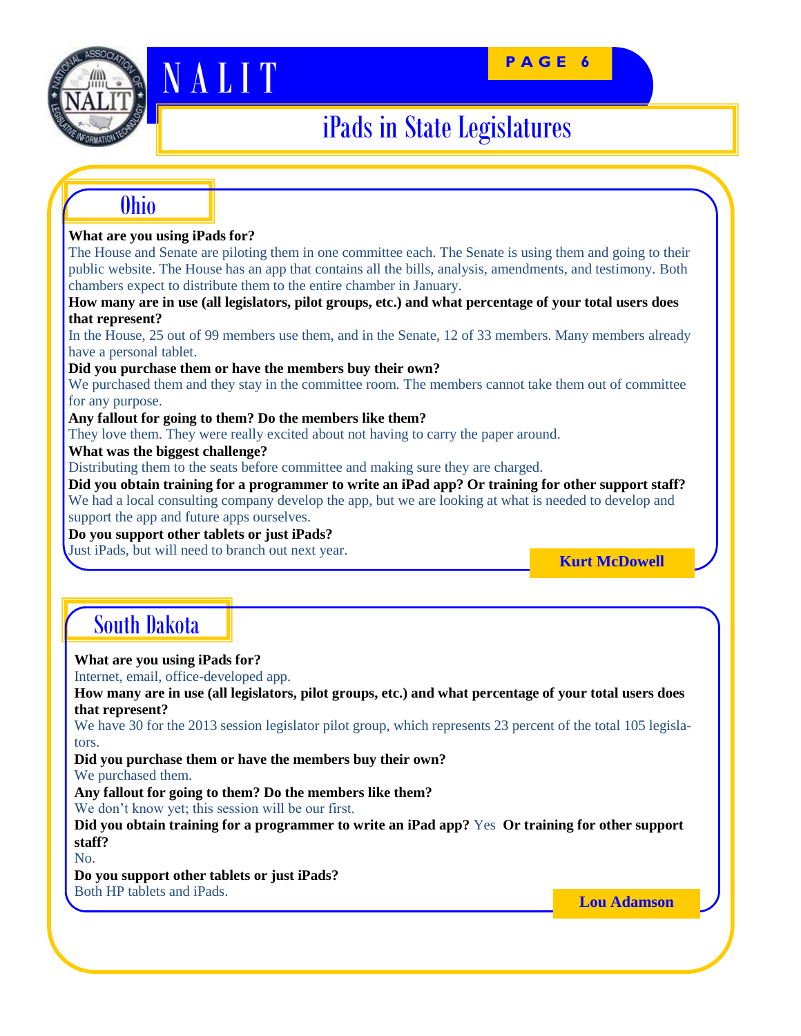# iPads in State Legislatures

## Ohio

**What are you using iPads for?**

The House and Senate are piloting them in one committee each. The Senate is using them and going to their public website. The House has an app that contains all the bills, analysis, amendments, and testimony. Both chambers expect to distribute them to the entire chamber in January.

**How many are in use (all legislators, pilot groups, etc.) and what percentage of your total users does that represent?**

In the House, 25 out of 99 members use them, and in the Senate, 12 of 33 members. Many members already have a personal tablet.

**Did you purchase them or have the members buy their own?**

We purchased them and they stay in the committee room. The members cannot take them out of committee for any purpose.

**Any fallout for going to them? Do the members like them?**

They love them. They were really excited about not having to carry the paper around.

**What was the biggest challenge?**

Distributing them to the seats before committee and making sure they are charged.

**Did you obtain training for a programmer to write an iPad app? Or training for other support staff?**

We had a local consulting company develop the app, but we are looking at what is needed to develop and support the app and future apps ourselves.

**Do you support other tablets or just iPads?**

Just iPads, but will need to branch out next year.

**Kurt McDowell**

## South Dakota

**What are you using iPads for?**

Internet, email, office-developed app.

**How many are in use (all legislators, pilot groups, etc.) and what percentage of your total users does that represent?**

We have 30 for the 2013 session legislator pilot group, which represents 23 percent of the total 105 legislators.

**Did you purchase them or have the members buy their own?**

We purchased them.

**Any fallout for going to them? Do the members like them?**

We don't know yet; this session will be our first.

**Did you obtain training for a programmer to write an iPad app?** Yes **Or training for other support staff?**

No.

**Do you support other tablets or just iPads?**

Both HP tablets and iPads.

**Lou Adamson**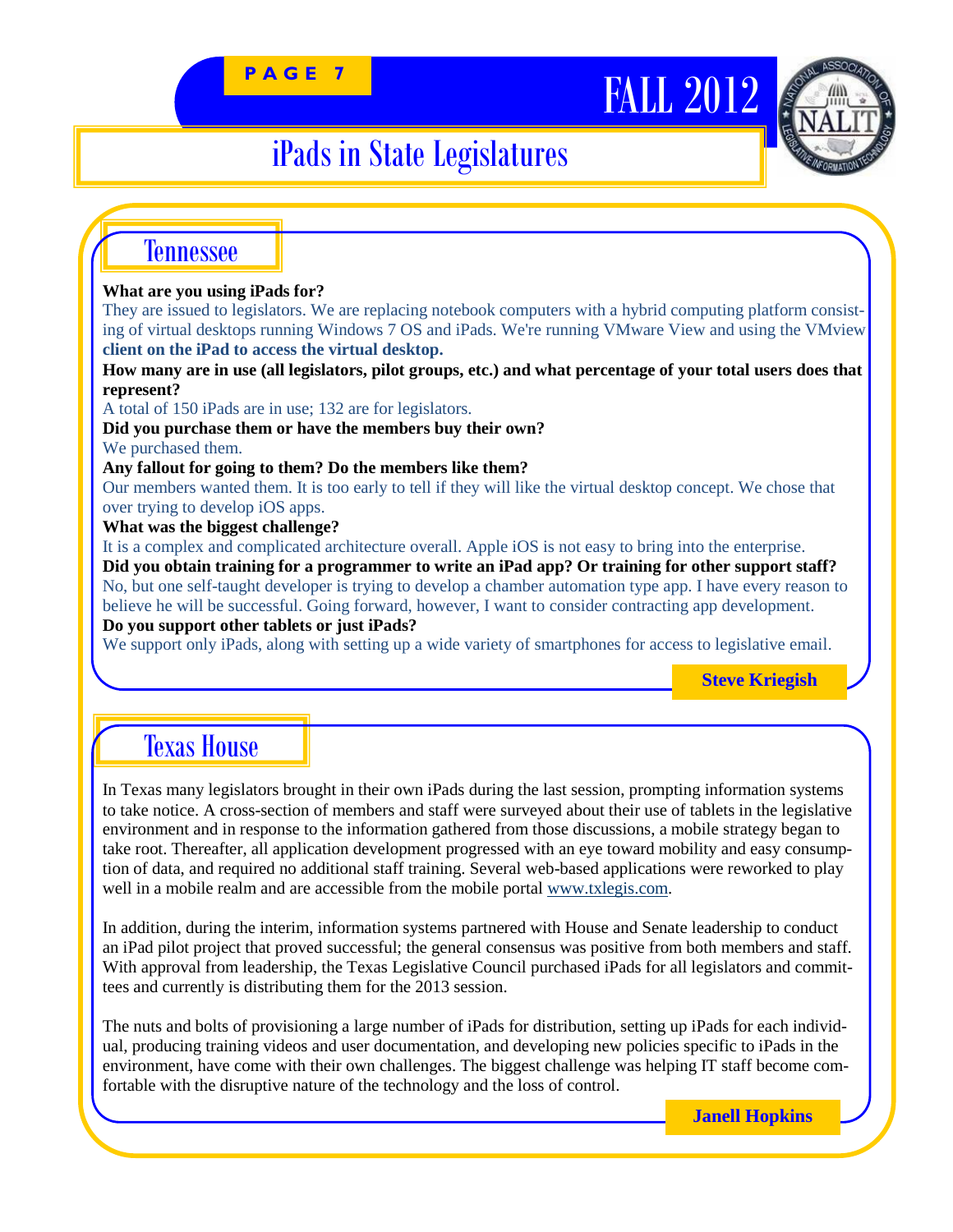# iPads in State Legislatures

## Tennessee

**What are you using iPads for?**

They are issued to legislators. We are replacing notebook computers with a hybrid computing platform consisting of virtual desktops running Windows 7 OS and iPads. We're running VMware View and using the VMview **client on the iPad to access the virtual desktop.**

**How many are in use (all legislators, pilot groups, etc.) and what percentage of your total users does that represent?**

A total of 150 iPads are in use; 132 are for legislators.

**Did you purchase them or have the members buy their own?**

We purchased them.

**Any fallout for going to them? Do the members like them?**

Our members wanted them. It is too early to tell if they will like the virtual desktop concept. We chose that over trying to develop iOS apps.

**What was the biggest challenge?**

It is a complex and complicated architecture overall. Apple iOS is not easy to bring into the enterprise.

**Did you obtain training for a programmer to write an iPad app? Or training for other support staff?**

No, but one self-taught developer is trying to develop a chamber automation type app. I have every reason to believe he will be successful. Going forward, however, I want to consider contracting app development.

**Do you support other tablets or just iPads?**

We support only iPads, along with setting up a wide variety of smartphones for access to legislative email.

**Steve Kriegish**

## Texas House

In Texas many legislators brought in their own iPads during the last session, prompting information systems to take notice. A cross-section of members and staff were surveyed about their use of tablets in the legislative environment and in response to the information gathered from those discussions, a mobile strategy began to take root. Thereafter, all application development progressed with an eye toward mobility and easy consumption of data, and required no additional staff training. Several web-based applications were reworked to play well in a mobile realm and are accessible from the mobile portal www.txlegis.com.

In addition, during the interim, information systems partnered with House and Senate leadership to conduct an iPad pilot project that proved successful; the general consensus was positive from both members and staff. With approval from leadership, the Texas Legislative Council purchased iPads for all legislators and committees and currently is distributing them for the 2013 session.

The nuts and bolts of provisioning a large number of iPads for distribution, setting up iPads for each individual, producing training videos and user documentation, and developing new policies specific to iPads in the environment, have come with their own challenges. The biggest challenge was helping IT staff become comfortable with the disruptive nature of the technology and the loss of control.

**Janell Hopkins**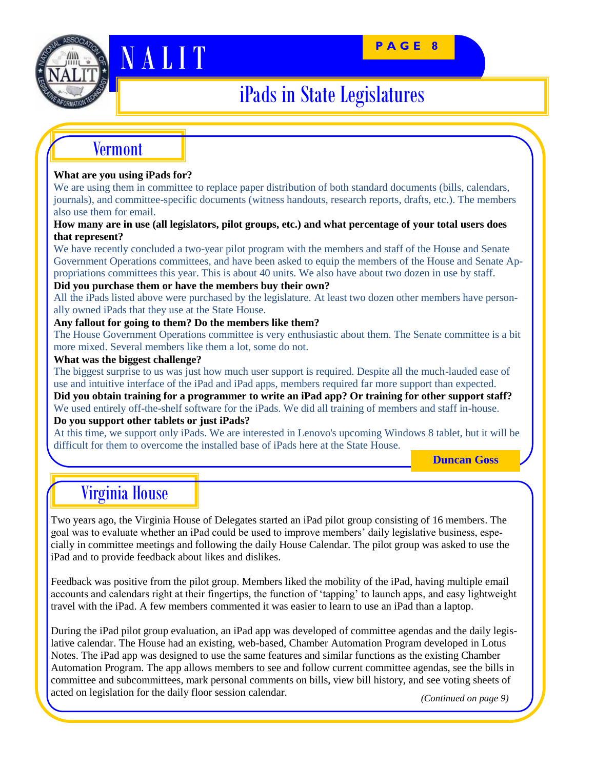# iPads in State Legislatures

## Vermont

**What are you using iPads for?**

We are using them in committee to replace paper distribution of both standard documents (bills, calendars, journals), and committee-specific documents (witness handouts, research reports, drafts, etc.). The members also use them for email.

**How many are in use (all legislators, pilot groups, etc.) and what percentage of your total users does that represent?**

We have recently concluded a two-year pilot program with the members and staff of the House and Senate Government Operations committees, and have been asked to equip the members of the House and Senate Appropriations committees this year. This is about 40 units. We also have about two dozen in use by staff.

**Did you purchase them or have the members buy their own?**

All the iPads listed above were purchased by the legislature. At least two dozen other members have personally owned iPads that they use at the State House.

**Any fallout for going to them? Do the members like them?**

The House Government Operations committee is very enthusiastic about them. The Senate committee is a bit more mixed. Several members like them a lot, some do not.

**What was the biggest challenge?**

The biggest surprise to us was just how much user support is required. Despite all the much-lauded ease of use and intuitive interface of the iPad and iPad apps, members required far more support than expected.

**Did you obtain training for a programmer to write an iPad app? Or training for other support staff?**

We used entirely off-the-shelf software for the iPads. We did all training of members and staff in-house.

**Do you support other tablets or just iPads?**

At this time, we support only iPads. We are interested in Lenovo's upcoming Windows 8 tablet, but it will be difficult for them to overcome the installed base of iPads here at the State House.

**Duncan Goss**

## Virginia House

Two years ago, the Virginia House of Delegates started an iPad pilot group consisting of 16 members. The goal was to evaluate whether an iPad could be used to improve members' daily legislative business, especially in committee meetings and following the daily House Calendar. The pilot group was asked to use the iPad and to provide feedback about likes and dislikes.

Feedback was positive from the pilot group. Members liked the mobility of the iPad, having multiple email accounts and calendars right at their fingertips, the function of 'tapping' to launch apps, and easy lightweight travel with the iPad. A few members commented it was easier to learn to use an iPad than a laptop.

During the iPad pilot group evaluation, an iPad app was developed of committee agendas and the daily legislative calendar. The House had an existing, web-based, Chamber Automation Program developed in Lotus Notes. The iPad app was designed to use the same features and similar functions as the existing Chamber Automation Program. The app allows members to see and follow current committee agendas, see the bills in committee and subcommittees, mark personal comments on bills, view bill history, and see voting sheets of acted on legislation for the daily floor session calendar.

*(Continued on page 9)*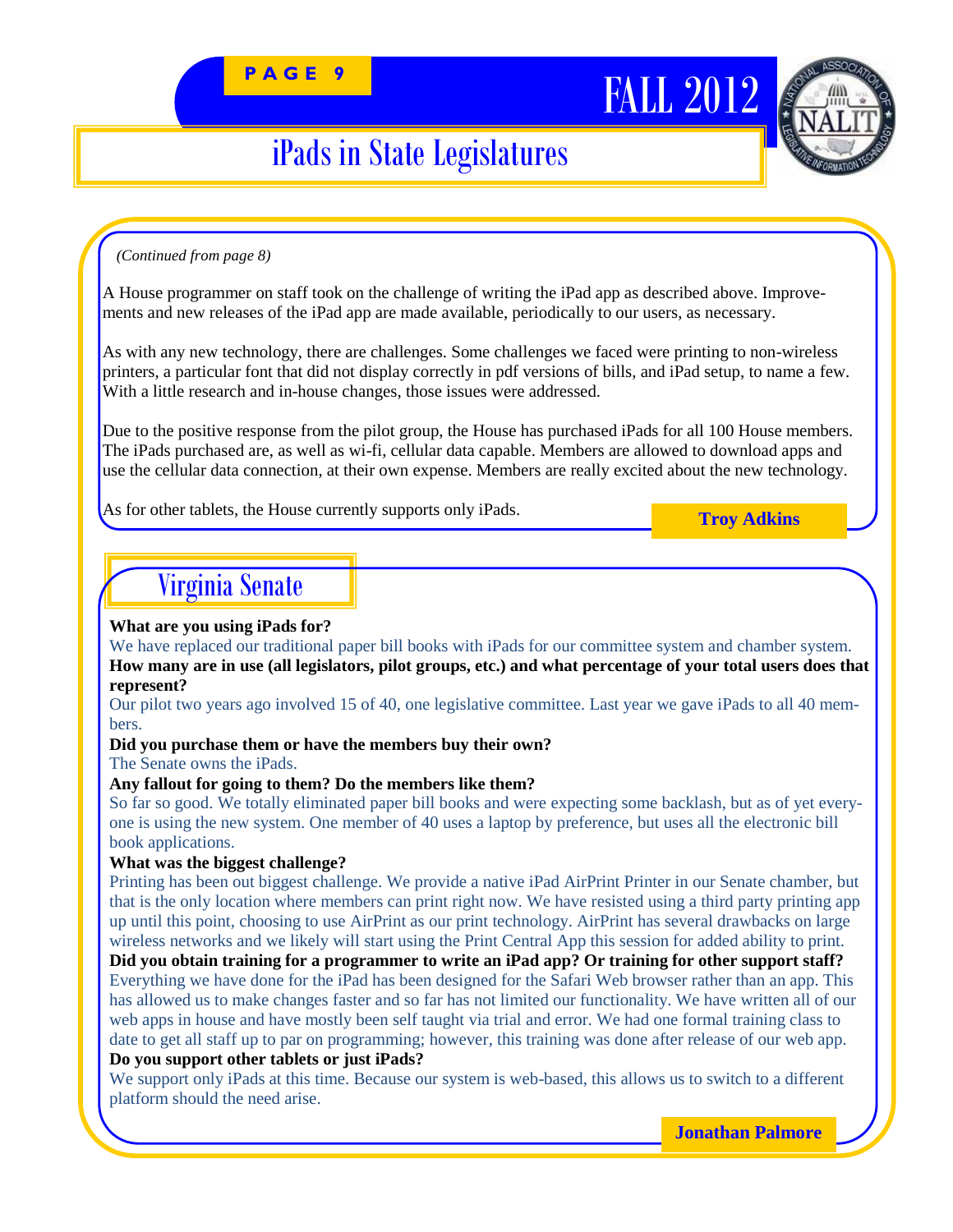# iPads in State Legislatures

*(Continued from page 8)*

A House programmer on staff took on the challenge of writing the iPad app as described above. Improvements and new releases of the iPad app are made available, periodically to our users, as necessary.

As with any new technology, there are challenges. Some challenges we faced were printing to non-wireless printers, a particular font that did not display correctly in pdf versions of bills, and iPad setup, to name a few. With a little research and in-house changes, those issues were addressed.

Due to the positive response from the pilot group, the House has purchased iPads for all 100 House members. The iPads purchased are, as well as wi-fi, cellular data capable. Members are allowed to download apps and use the cellular data connection, at their own expense. Members are really excited about the new technology.

As for other tablets, the House currently supports only iPads.

**Troy Adkins**

## Virginia Senate

**What are you using iPads for?**

We have replaced our traditional paper bill books with iPads for our committee system and chamber system.

**How many are in use (all legislators, pilot groups, etc.) and what percentage of your total users does that represent?**

Our pilot two years ago involved 15 of 40, one legislative committee. Last year we gave iPads to all 40 members.

**Did you purchase them or have the members buy their own?**

The Senate owns the iPads.

**Any fallout for going to them? Do the members like them?**

So far so good. We totally eliminated paper bill books and were expecting some backlash, but as of yet everyone is using the new system. One member of 40 uses a laptop by preference, but uses all the electronic bill book applications.

**What was the biggest challenge?**

Printing has been out biggest challenge. We provide a native iPad AirPrint Printer in our Senate chamber, but that is the only location where members can print right now. We have resisted using a third party printing app up until this point, choosing to use AirPrint as our print technology. AirPrint has several drawbacks on large wireless networks and we likely will start using the Print Central App this session for added ability to print.

**Did you obtain training for a programmer to write an iPad app? Or training for other support staff?**

Everything we have done for the iPad has been designed for the Safari Web browser rather than an app. This has allowed us to make changes faster and so far has not limited our functionality. We have written all of our web apps in house and have mostly been self taught via trial and error. We had one formal training class to date to get all staff up to par on programming; however, this training was done after release of our web app.

**Do you support other tablets or just iPads?**

We support only iPads at this time. Because our system is web-based, this allows us to switch to a different platform should the need arise.

**Jonathan Palmore**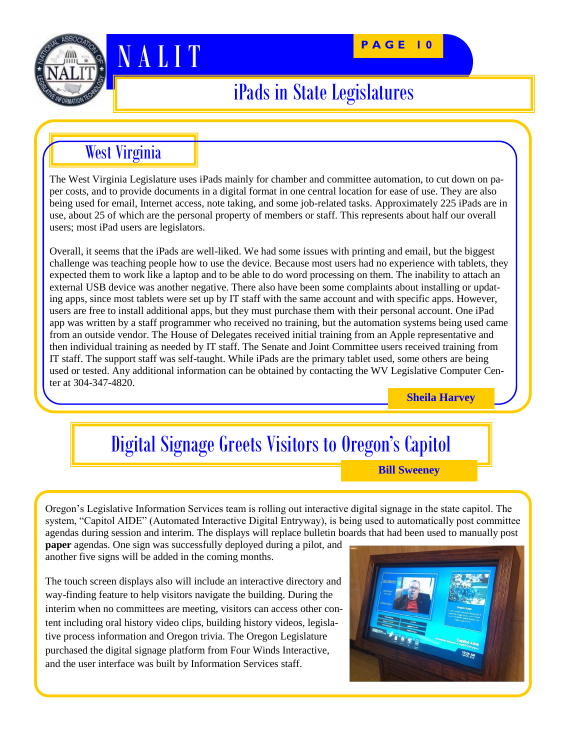# iPads in State Legislatures

## West Virginia

The West Virginia Legislature uses iPads mainly for chamber and committee automation, to cut down on paper costs, and to provide documents in a digital format in one central location for ease of use. They are also being used for email, Internet access, note taking, and some job-related tasks. Approximately 225 iPads are in use, about 25 of which are the personal property of members or staff. This represents about half our overall users; most iPad users are legislators.

Overall, it seems that the iPads are well-liked. We had some issues with printing and email, but the biggest challenge was teaching people how to use the device. Because most users had no experience with tablets, they expected them to work like a laptop and to be able to do word processing on them. The inability to attach an external USB device was another negative. There also have been some complaints about installing or updating apps, since most tablets were set up by IT staff with the same account and with specific apps. However, users are free to install additional apps, but they must purchase them with their personal account. One iPad app was written by a staff programmer who received no training, but the automation systems being used came from an outside vendor. The House of Delegates received initial training from an Apple representative and then individual training as needed by IT staff. The Senate and Joint Committee users received training from IT staff. The support staff was self-taught. While iPads are the primary tablet used, some others are being used or tested. Any additional information can be obtained by contacting the WV Legislative Computer Center at 304-347-4820.

**Sheila Harvey**

# Digital Signage Greets Visitors to Oregon's Capitol

**Bill Sweeney**

Oregon's Legislative Information Services team is rolling out interactive digital signage in the state capitol. The system, "Capitol AIDE" (Automated Interactive Digital Entryway), is being used to automatically post committee agendas during session and interim. The displays will replace bulletin boards that had been used to manually post **paper** agendas. One sign was successfully deployed during a pilot, and another five signs will be added in the coming months.

The touch screen displays also will include an interactive directory and way-finding feature to help visitors navigate the building. During the interim when no committees are meeting, visitors can access other content including oral history video clips, building history videos, legislative process information and Oregon trivia. The Oregon Legislature purchased the digital signage platform from Four Winds Interactive, and the user interface was built by Information Services staff.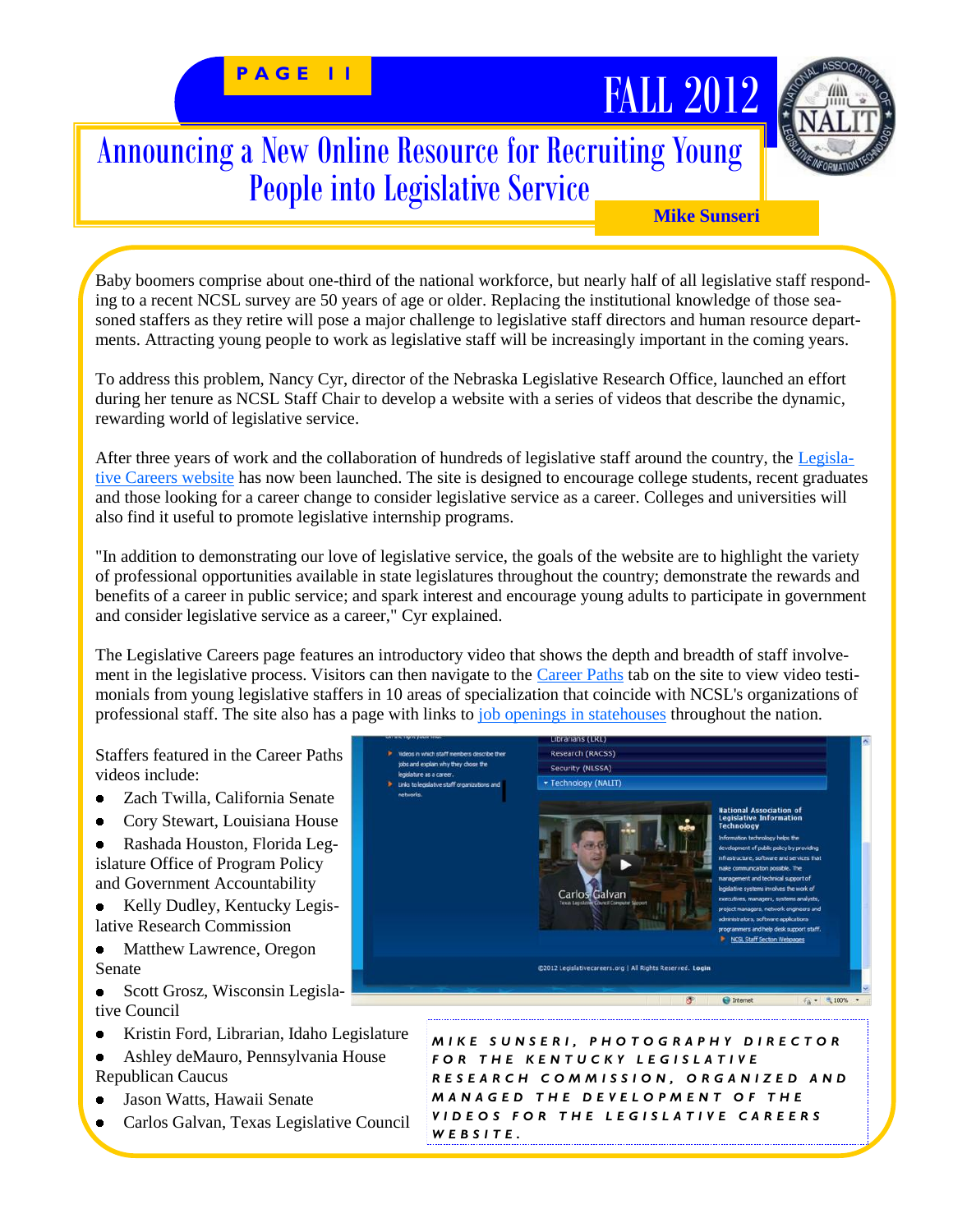# Announcing a New Online Resource for Recruiting Young People into Legislative Service

**Mike Sunseri**

Baby boomers comprise about one-third of the national workforce, but nearly half of all legislative staff responding to a recent NCSL survey are 50 years of age or older. Replacing the institutional knowledge of those seasoned staffers as they retire will pose a major challenge to legislative staff directors and human resource departments. Attracting young people to work as legislative staff will be increasingly important in the coming years.

To address this problem, Nancy Cyr, director of the Nebraska Legislative Research Office, launched an effort during her tenure as NCSL Staff Chair to develop a website with a series of videos that describe the dynamic, rewarding world of legislative service.

After three years of work and the collaboration of hundreds of legislative staff around the country, the Legislative Careers website has now been launched. The site is designed to encourage college students, recent graduates and those looking for a career change to consider legislative service as a career. Colleges and universities will also find it useful to promote legislative internship programs.

"In addition to demonstrating our love of legislative service, the goals of the website are to highlight the variety of professional opportunities available in state legislatures throughout the country; demonstrate the rewards and benefits of a career in public service; and spark interest and encourage young adults to participate in government and consider legislative service as a career," Cyr explained.

The Legislative Careers page features an introductory video that shows the depth and breadth of staff involvement in the legislative process. Visitors can then navigate to the Career Paths tab on the site to view video testimonials from young legislative staffers in 10 areas of specialization that coincide with NCSL's organizations of professional staff. The site also has a page with links to job openings in statehouses throughout the nation.

Staffers featured in the Career Paths videos include:

- Zach Twilla, California Senate
- Cory Stewart, Louisiana House
- Rashada Houston, Florida Legislature Office of Program Policy and Government Accountability
- Kelly Dudley, Kentucky Legislative Research Commission
- Matthew Lawrence, Oregon Senate
- Scott Grosz, Wisconsin Legislative Council
- Kristin Ford, Librarian, Idaho Legislature
- Ashley deMauro, Pennsylvania House Republican Caucus
- Jason Watts, Hawaii Senate
- Carlos Galvan, Texas Legislative Council

*MIKE SUNSERI, PHOTOGRAPHY DIRECTOR FOR THE KENTUCKY LEGISLATIVE RESEARCH COMMISSION, ORGANIZED AND MANAGED THE DEVELOPMENT OF THE VIDEOS FOR THE LEGISLATIVE CAREERS WEBSITE.*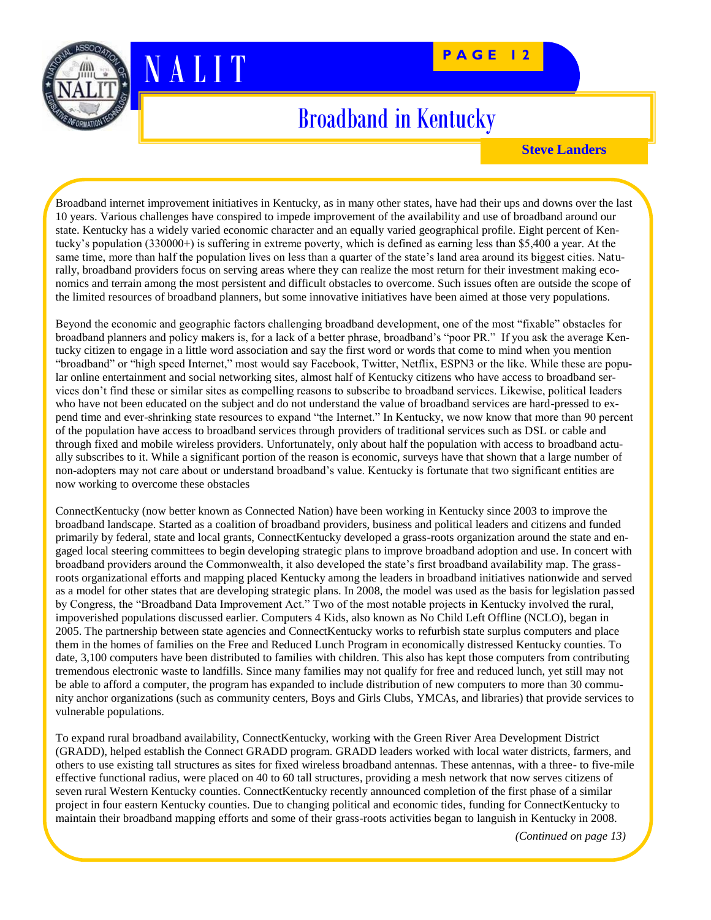# Broadband in Kentucky

**Steve Landers**

Broadband internet improvement initiatives in Kentucky, as in many other states, have had their ups and downs over the last 10 years. Various challenges have conspired to impede improvement of the availability and use of broadband around our state. Kentucky has a widely varied economic character and an equally varied geographical profile. Eight percent of Kentucky's population (330000+) is suffering in extreme poverty, which is defined as earning less than $5,400 a year. At the same time, more than half the population lives on less than a quarter of the state's land area around its biggest cities. Naturally, broadband providers focus on serving areas where they can realize the most return for their investment making economics and terrain among the most persistent and difficult obstacles to overcome. Such issues often are outside the scope of the limited resources of broadband planners, but some innovative initiatives have been aimed at those very populations.

Beyond the economic and geographic factors challenging broadband development, one of the most "fixable" obstacles for broadband planners and policy makers is, for a lack of a better phrase, broadband's "poor PR." If you ask the average Kentucky citizen to engage in a little word association and say the first word or words that come to mind when you mention "broadband" or "high speed Internet," most would say Facebook, Twitter, Netflix, ESPN3 or the like. While these are popular online entertainment and social networking sites, almost half of Kentucky citizens who have access to broadband services don't find these or similar sites as compelling reasons to subscribe to broadband services. Likewise, political leaders who have not been educated on the subject and do not understand the value of broadband services are hard-pressed to expend time and ever-shrinking state resources to expand "the Internet." In Kentucky, we now know that more than 90 percent of the population have access to broadband services through providers of traditional services such as DSL or cable and through fixed and mobile wireless providers. Unfortunately, only about half the population with access to broadband actually subscribes to it. While a significant portion of the reason is economic, surveys have that shown that a large number of non-adopters may not care about or understand broadband's value. Kentucky is fortunate that two significant entities are now working to overcome these obstacles

ConnectKentucky (now better known as Connected Nation) have been working in Kentucky since 2003 to improve the broadband landscape. Started as a coalition of broadband providers, business and political leaders and citizens and funded primarily by federal, state and local grants, ConnectKentucky developed a grass-roots organization around the state and engaged local steering committees to begin developing strategic plans to improve broadband adoption and use. In concert with broadband providers around the Commonwealth, it also developed the state's first broadband availability map. The grass-roots organizational efforts and mapping placed Kentucky among the leaders in broadband initiatives nationwide and served as a model for other states that are developing strategic plans. In 2008, the model was used as the basis for legislation passed by Congress, the "Broadband Data Improvement Act." Two of the most notable projects in Kentucky involved the rural, impoverished populations discussed earlier. Computers 4 Kids, also known as No Child Left Offline (NCLO), began in 2005. The partnership between state agencies and ConnectKentucky works to refurbish state surplus computers and place them in the homes of families on the Free and Reduced Lunch Program in economically distressed Kentucky counties. To date, 3,100 computers have been distributed to families with children. This also has kept those computers from contributing tremendous electronic waste to landfills. Since many families may not qualify for free and reduced lunch, yet still may not be able to afford a computer, the program has expanded to include distribution of new computers to more than 30 community anchor organizations (such as community centers, Boys and Girls Clubs, YMCAs, and libraries) that provide services to vulnerable populations.

To expand rural broadband availability, ConnectKentucky, working with the Green River Area Development District (GRADD), helped establish the Connect GRADD program. GRADD leaders worked with local water districts, farmers, and others to use existing tall structures as sites for fixed wireless broadband antennas. These antennas, with a three- to five-mile effective functional radius, were placed on 40 to 60 tall structures, providing a mesh network that now serves citizens of seven rural Western Kentucky counties. ConnectKentucky recently announced completion of the first phase of a similar project in four eastern Kentucky counties. Due to changing political and economic tides, funding for ConnectKentucky to maintain their broadband mapping efforts and some of their grass-roots activities began to languish in Kentucky in 2008.

*(Continued on page 13)*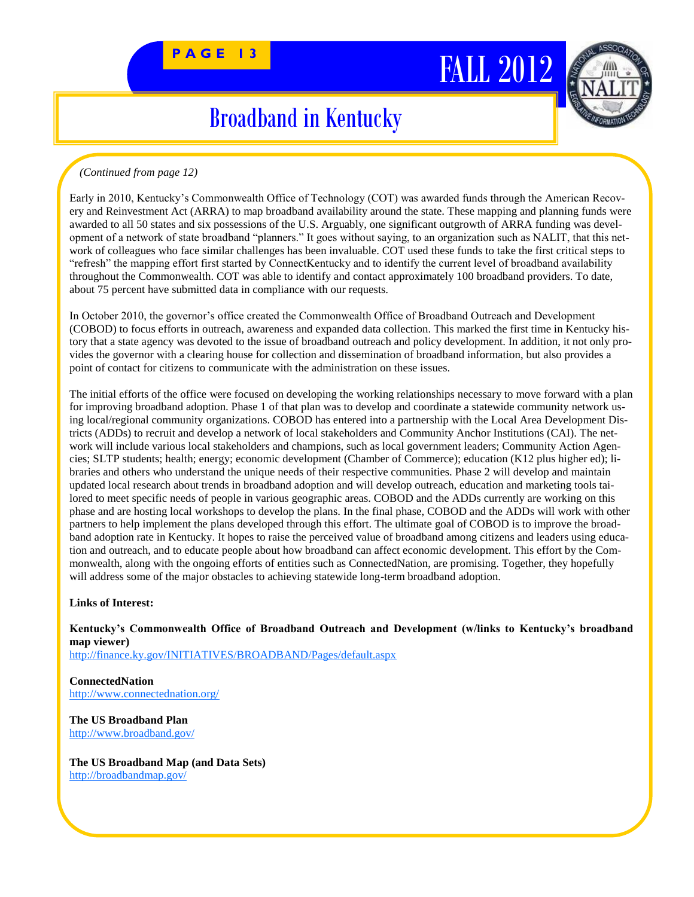# Broadband in Kentucky

*(Continued from page 12)*

Early in 2010, Kentucky's Commonwealth Office of Technology (COT) was awarded funds through the American Recovery and Reinvestment Act (ARRA) to map broadband availability around the state. These mapping and planning funds were awarded to all 50 states and six possessions of the U.S. Arguably, one significant outgrowth of ARRA funding was development of a network of state broadband "planners." It goes without saying, to an organization such as NALIT, that this network of colleagues who face similar challenges has been invaluable. COT used these funds to take the first critical steps to "refresh" the mapping effort first started by ConnectKentucky and to identify the current level of broadband availability throughout the Commonwealth. COT was able to identify and contact approximately 100 broadband providers. To date, about 75 percent have submitted data in compliance with our requests.

In October 2010, the governor's office created the Commonwealth Office of Broadband Outreach and Development (COBOD) to focus efforts in outreach, awareness and expanded data collection. This marked the first time in Kentucky history that a state agency was devoted to the issue of broadband outreach and policy development. In addition, it not only provides the governor with a clearing house for collection and dissemination of broadband information, but also provides a point of contact for citizens to communicate with the administration on these issues.

The initial efforts of the office were focused on developing the working relationships necessary to move forward with a plan for improving broadband adoption. Phase 1 of that plan was to develop and coordinate a statewide community network using local/regional community organizations. COBOD has entered into a partnership with the Local Area Development Districts (ADDs) to recruit and develop a network of local stakeholders and Community Anchor Institutions (CAI). The network will include various local stakeholders and champions, such as local government leaders; Community Action Agencies; SLTP students; health; energy; economic development (Chamber of Commerce); education (K12 plus higher ed); libraries and others who understand the unique needs of their respective communities. Phase 2 will develop and maintain updated local research about trends in broadband adoption and will develop outreach, education and marketing tools tailored to meet specific needs of people in various geographic areas. COBOD and the ADDs currently are working on this phase and are hosting local workshops to develop the plans. In the final phase, COBOD and the ADDs will work with other partners to help implement the plans developed through this effort. The ultimate goal of COBOD is to improve the broadband adoption rate in Kentucky. It hopes to raise the perceived value of broadband among citizens and leaders using education and outreach, and to educate people about how broadband can affect economic development. This effort by the Commonwealth, along with the ongoing efforts of entities such as ConnectedNation, are promising. Together, they hopefully will address some of the major obstacles to achieving statewide long-term broadband adoption.

**Links of Interest:**

**Kentucky's Commonwealth Office of Broadband Outreach and Development (w/links to Kentucky's broadband map viewer)**
http://finance.ky.gov/INITIATIVES/BROADBAND/Pages/default.aspx

**ConnectedNation**
http://www.connectednation.org/

**The US Broadband Plan**
http://www.broadband.gov/

**The US Broadband Map (and Data Sets)**
http://broadbandmap.gov/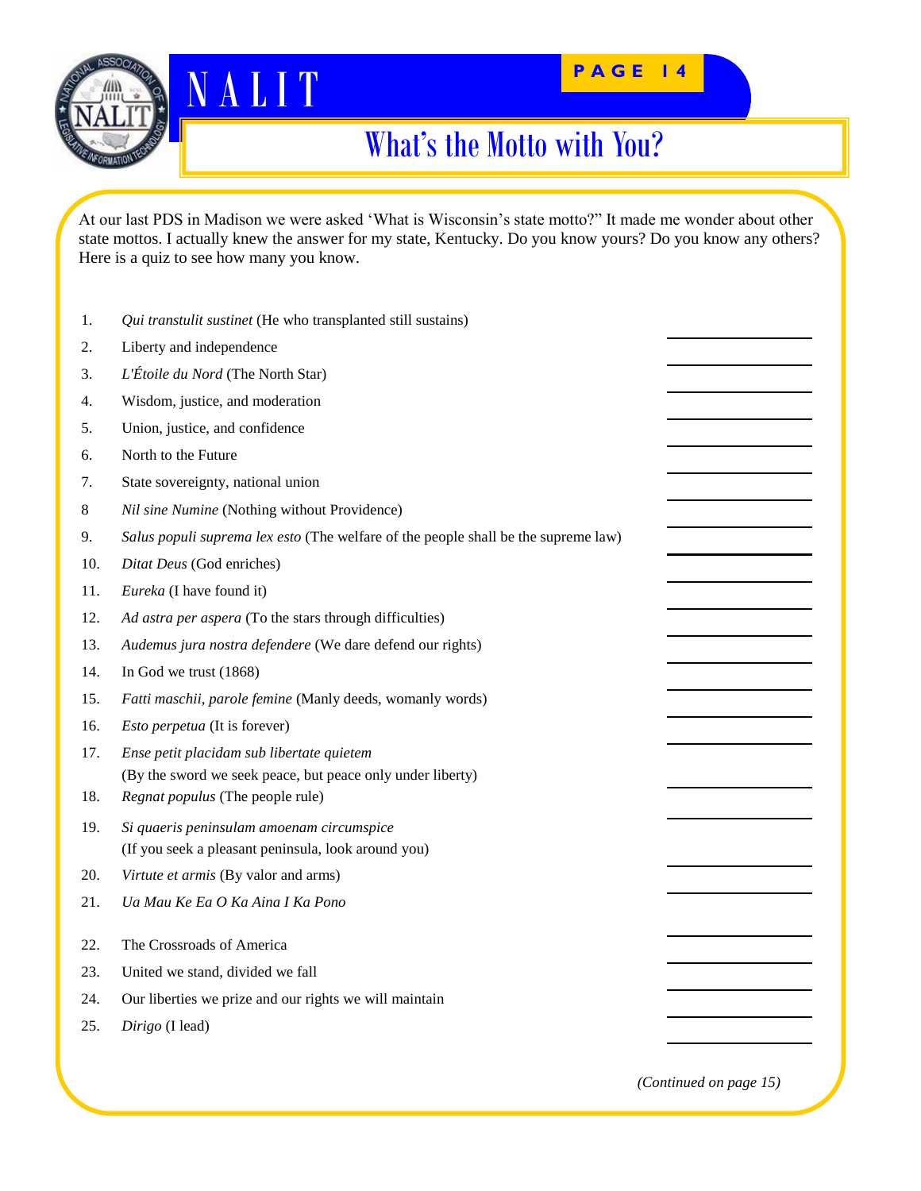# What's the Motto with You?

At our last PDS in Madison we were asked 'What is Wisconsin's state motto?" It made me wonder about other state mottos. I actually knew the answer for my state, Kentucky. Do you know yours? Do you know any others? Here is a quiz to see how many you know.

1. *Qui transtulit sustinet* (He who transplanted still sustains) \_\_\_\_\_\_\_\_\_\_
2. Liberty and independence \_\_\_\_\_\_\_\_\_\_
3. *L'Étoile du Nord* (The North Star) \_\_\_\_\_\_\_\_\_\_
4. Wisdom, justice, and moderation \_\_\_\_\_\_\_\_\_\_
5. Union, justice, and confidence \_\_\_\_\_\_\_\_\_\_
6. North to the Future \_\_\_\_\_\_\_\_\_\_
7. State sovereignty, national union \_\_\_\_\_\_\_\_\_\_
8. *Nil sine Numine* (Nothing without Providence) \_\_\_\_\_\_\_\_\_\_
9. *Salus populi suprema lex esto* (The welfare of the people shall be the supreme law) \_\_\_\_\_\_\_\_\_\_
10. *Ditat Deus* (God enriches) \_\_\_\_\_\_\_\_\_\_
11. *Eureka* (I have found it) \_\_\_\_\_\_\_\_\_\_
12. *Ad astra per aspera* (To the stars through difficulties) \_\_\_\_\_\_\_\_\_\_
13. *Audemus jura nostra defendere* (We dare defend our rights) \_\_\_\_\_\_\_\_\_\_
14. In God we trust (1868) \_\_\_\_\_\_\_\_\_\_
15. *Fatti maschii, parole femine* (Manly deeds, womanly words) \_\_\_\_\_\_\_\_\_\_
16. *Esto perpetua* (It is forever) \_\_\_\_\_\_\_\_\_\_
17. *Ense petit placidam sub libertate quietem*  
    (By the sword we seek peace, but peace only under liberty) \_\_\_\_\_\_\_\_\_\_
18. *Regnat populus* (The people rule) \_\_\_\_\_\_\_\_\_\_
19. *Si quaeris peninsulam amoenam circumspice*  
    (If you seek a pleasant peninsula, look around you) \_\_\_\_\_\_\_\_\_\_
20. *Virtute et armis* (By valor and arms) \_\_\_\_\_\_\_\_\_\_
21. *Ua Mau Ke Ea O Ka Aina I Ka Pono* \_\_\_\_\_\_\_\_\_\_
22. The Crossroads of America \_\_\_\_\_\_\_\_\_\_
23. United we stand, divided we fall \_\_\_\_\_\_\_\_\_\_
24. Our liberties we prize and our rights we will maintain \_\_\_\_\_\_\_\_\_\_
25. *Dirigo* (I lead) \_\_\_\_\_\_\_\_\_\_

*(Continued on page 15)*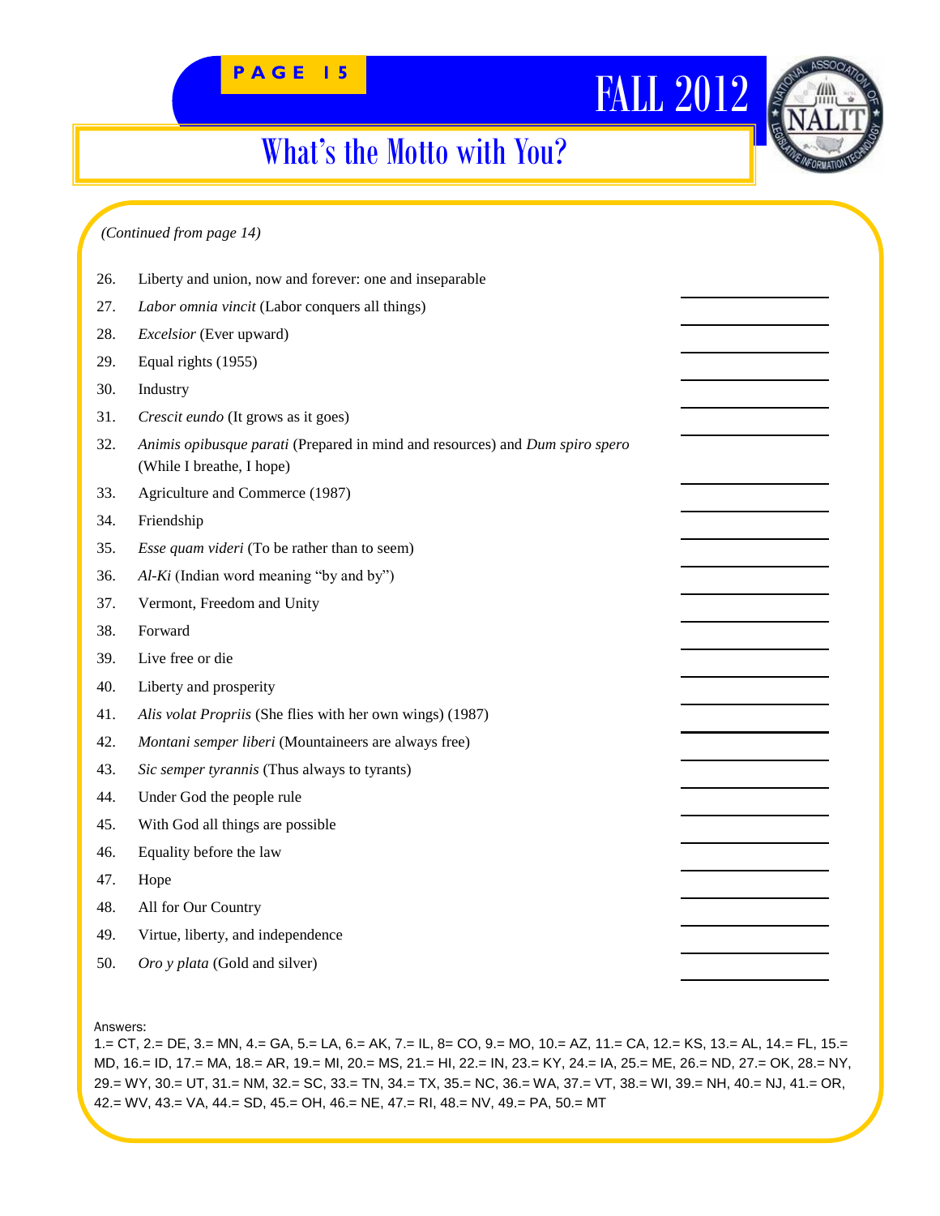# What's the Motto with You?

*(Continued from page 14)*

26. Liberty and union, now and forever: one and inseparable \_\_\_\_\_\_\_\_\_\_
27. *Labor omnia vincit* (Labor conquers all things) \_\_\_\_\_\_\_\_\_\_
28. *Excelsior* (Ever upward) \_\_\_\_\_\_\_\_\_\_
29. Equal rights (1955) \_\_\_\_\_\_\_\_\_\_
30. Industry \_\_\_\_\_\_\_\_\_\_
31. *Crescit eundo* (It grows as it goes) \_\_\_\_\_\_\_\_\_\_
32. *Animis opibusque parati* (Prepared in mind and resources) and *Dum spiro spero* (While I breathe, I hope) \_\_\_\_\_\_\_\_\_\_
33. Agriculture and Commerce (1987) \_\_\_\_\_\_\_\_\_\_
34. Friendship \_\_\_\_\_\_\_\_\_\_
35. *Esse quam videri* (To be rather than to seem) \_\_\_\_\_\_\_\_\_\_
36. *Al-Ki* (Indian word meaning "by and by") \_\_\_\_\_\_\_\_\_\_
37. Vermont, Freedom and Unity \_\_\_\_\_\_\_\_\_\_
38. Forward \_\_\_\_\_\_\_\_\_\_
39. Live free or die \_\_\_\_\_\_\_\_\_\_
40. Liberty and prosperity \_\_\_\_\_\_\_\_\_\_
41. *Alis volat Propriis* (She flies with her own wings) (1987) \_\_\_\_\_\_\_\_\_\_
42. *Montani semper liberi* (Mountaineers are always free) \_\_\_\_\_\_\_\_\_\_
43. *Sic semper tyrannis* (Thus always to tyrants) \_\_\_\_\_\_\_\_\_\_
44. Under God the people rule \_\_\_\_\_\_\_\_\_\_
45. With God all things are possible \_\_\_\_\_\_\_\_\_\_
46. Equality before the law \_\_\_\_\_\_\_\_\_\_
47. Hope \_\_\_\_\_\_\_\_\_\_
48. All for Our Country \_\_\_\_\_\_\_\_\_\_
49. Virtue, liberty, and independence \_\_\_\_\_\_\_\_\_\_
50. *Oro y plata* (Gold and silver) \_\_\_\_\_\_\_\_\_\_

Answers:
1.= CT, 2.= DE, 3.= MN, 4.= GA, 5.= LA, 6.= AK, 7.= IL, 8= CO, 9.= MO, 10.= AZ, 11.= CA, 12.= KS, 13.= AL, 14.= FL, 15.= MD, 16.= ID, 17.= MA, 18.= AR, 19.= MI, 20.= MS, 21.= HI, 22.= IN, 23.= KY, 24.= IA, 25.= ME, 26.= ND, 27.= OK, 28.= NY, 29.= WY, 30.= UT, 31.= NM, 32.= SC, 33.= TN, 34.= TX, 35.= NC, 36.= WA, 37.= VT, 38.= WI, 39.= NH, 40.= NJ, 41.= OR, 42.= WV, 43.= VA, 44.= SD, 45.= OH, 46.= NE, 47.= RI, 48.= NV, 49.= PA, 50.= MT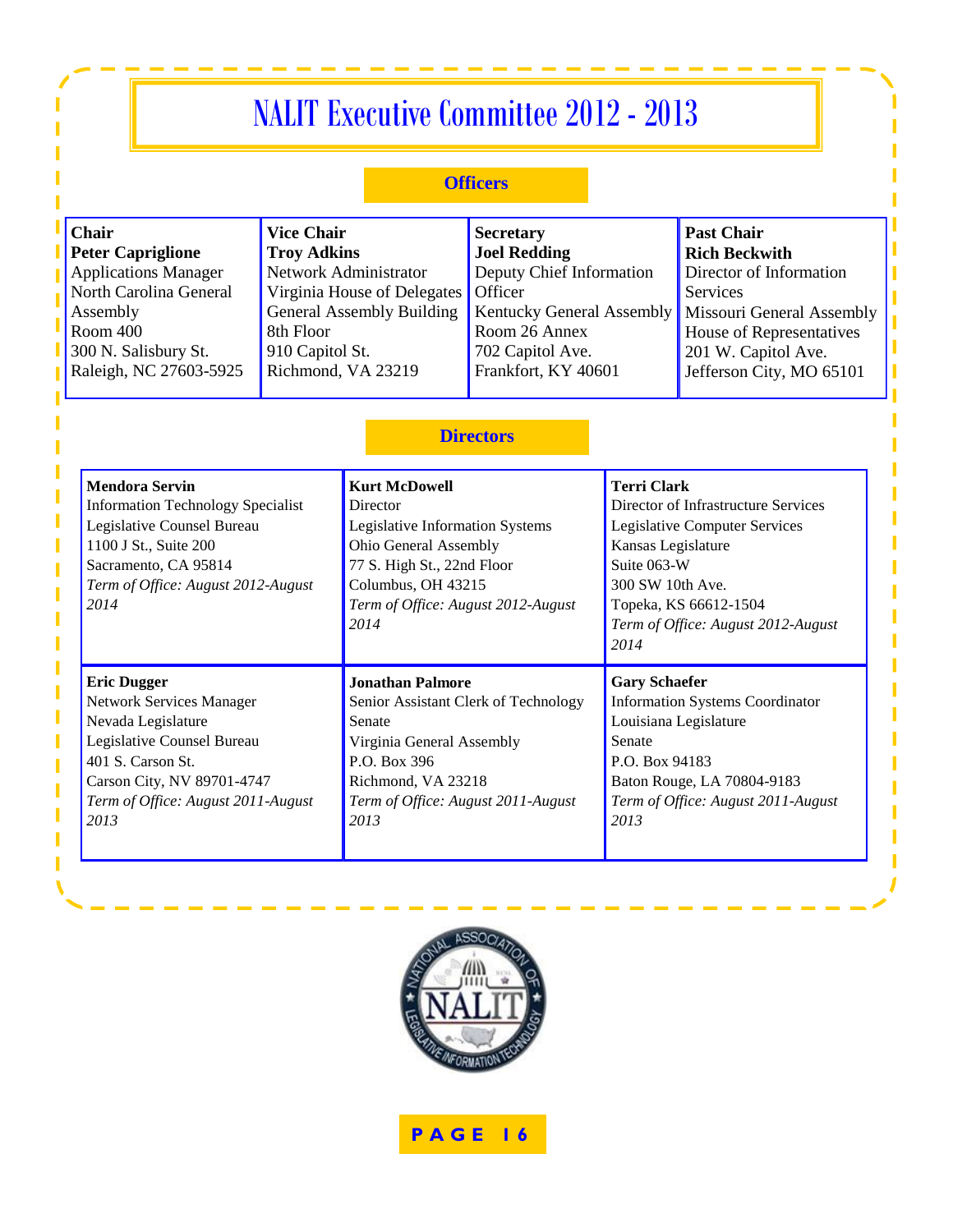# NALIT Executive Committee 2012 - 2013

## Officers

| | | | |
|---|---|---|---|
| **Chair**<br>**Peter Capriglione**<br>Applications Manager<br>North Carolina General Assembly<br>Room 400<br>300 N. Salisbury St.<br>Raleigh, NC 27603-5925 | **Vice Chair**<br>**Troy Adkins**<br>Network Administrator<br>Virginia House of Delegates<br>General Assembly Building<br>8th Floor<br>910 Capitol St.<br>Richmond, VA 23219 | **Secretary**<br>**Joel Redding**<br>Deputy Chief Information Officer<br>Kentucky General Assembly<br>Room 26 Annex<br>702 Capitol Ave.<br>Frankfort, KY 40601 | **Past Chair**<br>**Rich Beckwith**<br>Director of Information Services<br>Missouri General Assembly<br>House of Representatives<br>201 W. Capitol Ave.<br>Jefferson City, MO 65101 |

## Directors

| | | |
|---|---|---|
| **Mendora Servin**<br>Information Technology Specialist<br>Legislative Counsel Bureau<br>1100 J St., Suite 200<br>Sacramento, CA 95814<br>*Term of Office: August 2012-August 2014* | **Kurt McDowell**<br>Director<br>Legislative Information Systems<br>Ohio General Assembly<br>77 S. High St., 22nd Floor<br>Columbus, OH 43215<br>*Term of Office: August 2012-August 2014* | **Terri Clark**<br>Director of Infrastructure Services<br>Legislative Computer Services<br>Kansas Legislature<br>Suite 063-W<br>300 SW 10th Ave.<br>Topeka, KS 66612-1504<br>*Term of Office: August 2012-August 2014* |
| **Eric Dugger**<br>Network Services Manager<br>Nevada Legislature<br>Legislative Counsel Bureau<br>401 S. Carson St.<br>Carson City, NV 89701-4747<br>*Term of Office: August 2011-August 2013* | **Jonathan Palmore**<br>Senior Assistant Clerk of Technology<br>Senate<br>Virginia General Assembly<br>P.O. Box 396<br>Richmond, VA 23218<br>*Term of Office: August 2011-August 2013* | **Gary Schaefer**<br>Information Systems Coordinator<br>Louisiana Legislature<br>Senate<br>P.O. Box 94183<br>Baton Rouge, LA 70804-9183<br>*Term of Office: August 2011-August 2013* |